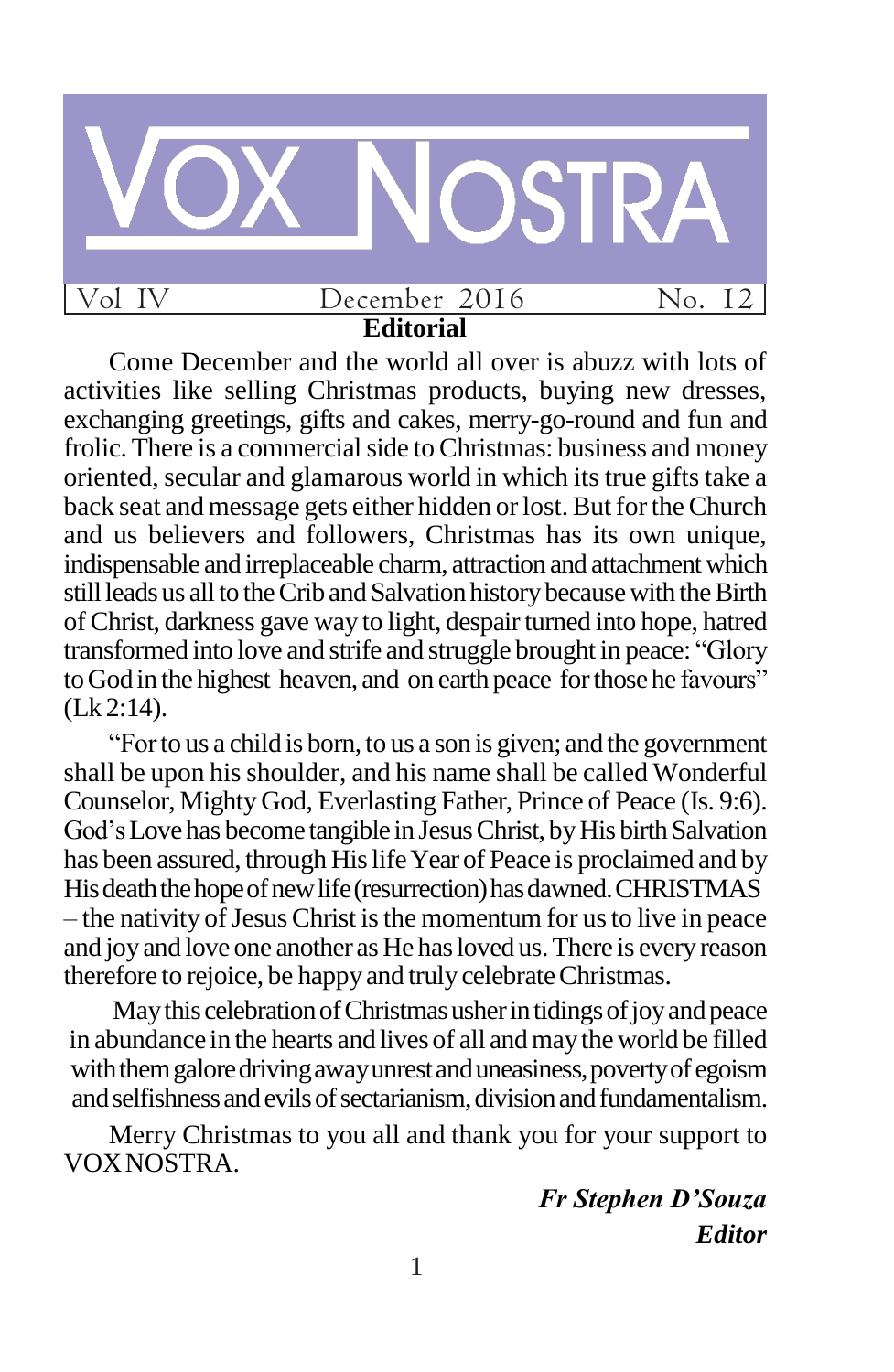# VOX NOSTRA

Vol IV | December 2016 | No. 12

## Editorial

Come December and the world all over is abuzz with lots of activities like selling Christmas products, buying new dresses, exchanging greetings, gifts and cakes, merry-go-round and fun and frolic. There is a commercial side to Christmas: business and money oriented, secular and glamarous world in which its true gifts take a back seat and message gets either hidden or lost. But for the Church and us believers and followers, Christmas has its own unique, indispensable and irreplaceable charm, attraction and attachment which still leads us all to the Crib and Salvation history because with the Birth of Christ, darkness gave way to light, despair turned into hope, hatred transformed into love and strife and struggle brought in peace: "Glory to God in the highest heaven, and on earth peace for those he favours" (Lk 2:14).

"For to us a child is born, to us a son is given; and the government shall be upon his shoulder, and his name shall be called Wonderful Counselor, Mighty God, Everlasting Father, Prince of Peace (Is. 9:6). God's Love has become tangible in Jesus Christ, by His birth Salvation has been assured, through His life Year of Peace is proclaimed and by His death the hope of new life (resurrection) has dawned. CHRISTMAS – the nativity of Jesus Christ is the momentum for us to live in peace and joy and love one another as He has loved us. There is every reason therefore to rejoice, be happy and truly celebrate Christmas.

May this celebration of Christmas usher in tidings of joy and peace in abundance in the hearts and lives of all and may the world be filled with them galore driving away unrest and uneasiness, poverty of egoism and selfishness and evils of sectarianism, division and fundamentalism.

Merry Christmas to you all and thank you for your support to VOX NOSTRA.

***Fr Stephen D'Souza***
***Editor***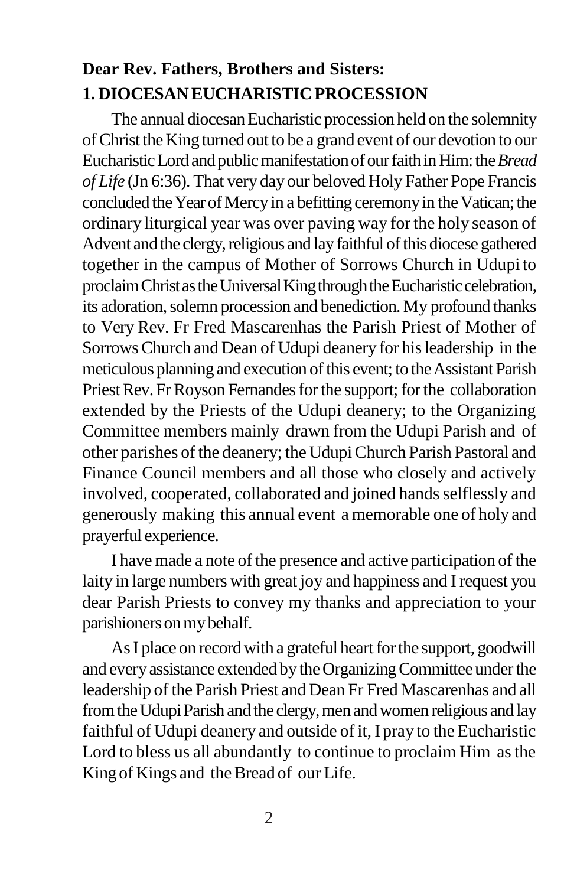**Dear Rev. Fathers, Brothers and Sisters:**

## 1. DIOCESAN EUCHARISTIC PROCESSION

The annual diocesan Eucharistic procession held on the solemnity of Christ the King turned out to be a grand event of our devotion to our Eucharistic Lord and public manifestation of our faith in Him: the *Bread of Life* (Jn 6:36). That very day our beloved Holy Father Pope Francis concluded the Year of Mercy in a befitting ceremony in the Vatican; the ordinary liturgical year was over paving way for the holy season of Advent and the clergy, religious and lay faithful of this diocese gathered together in the campus of Mother of Sorrows Church in Udupi to proclaim Christ as the Universal King through the Eucharistic celebration, its adoration, solemn procession and benediction. My profound thanks to Very Rev. Fr Fred Mascarenhas the Parish Priest of Mother of Sorrows Church and Dean of Udupi deanery for his leadership in the meticulous planning and execution of this event; to the Assistant Parish Priest Rev. Fr Royson Fernandes for the support; for the collaboration extended by the Priests of the Udupi deanery; to the Organizing Committee members mainly drawn from the Udupi Parish and of other parishes of the deanery; the Udupi Church Parish Pastoral and Finance Council members and all those who closely and actively involved, cooperated, collaborated and joined hands selflessly and generously making this annual event a memorable one of holy and prayerful experience.

I have made a note of the presence and active participation of the laity in large numbers with great joy and happiness and I request you dear Parish Priests to convey my thanks and appreciation to your parishioners on my behalf.

As I place on record with a grateful heart for the support, goodwill and every assistance extended by the Organizing Committee under the leadership of the Parish Priest and Dean Fr Fred Mascarenhas and all from the Udupi Parish and the clergy, men and women religious and lay faithful of Udupi deanery and outside of it, I pray to the Eucharistic Lord to bless us all abundantly to continue to proclaim Him as the King of Kings and the Bread of our Life.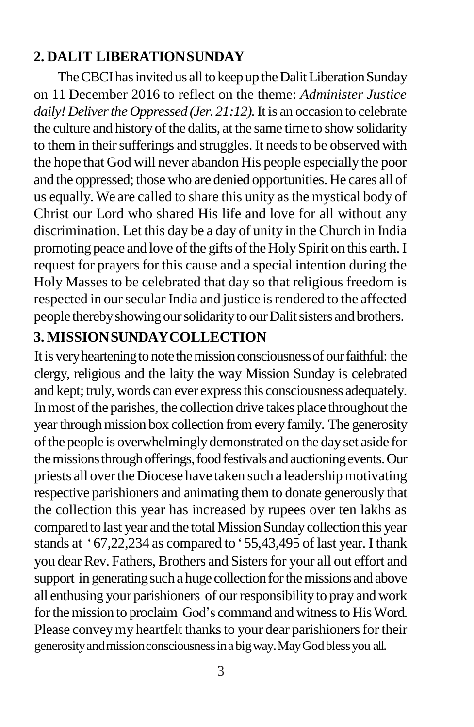## 2. DALIT LIBERATION SUNDAY

The CBCI has invited us all to keep up the Dalit Liberation Sunday on 11 December 2016 to reflect on the theme: *Administer Justice daily! Deliver the Oppressed (Jer. 21:12).* It is an occasion to celebrate the culture and history of the dalits, at the same time to show solidarity to them in their sufferings and struggles. It needs to be observed with the hope that God will never abandon His people especially the poor and the oppressed; those who are denied opportunities. He cares all of us equally. We are called to share this unity as the mystical body of Christ our Lord who shared His life and love for all without any discrimination. Let this day be a day of unity in the Church in India promoting peace and love of the gifts of the Holy Spirit on this earth. I request for prayers for this cause and a special intention during the Holy Masses to be celebrated that day so that religious freedom is respected in our secular India and justice is rendered to the affected people thereby showing our solidarity to our Dalit sisters and brothers.

## 3. MISSION SUNDAY COLLECTION

It is very heartening to note the mission consciousness of our faithful: the clergy, religious and the laity the way Mission Sunday is celebrated and kept; truly, words can ever express this consciousness adequately. In most of the parishes, the collection drive takes place throughout the year through mission box collection from every family. The generosity of the people is overwhelmingly demonstrated on the day set aside for the missions through offerings, food festivals and auctioning events. Our priests all over the Diocese have taken such a leadership motivating respective parishioners and animating them to donate generously that the collection this year has increased by rupees over ten lakhs as compared to last year and the total Mission Sunday collection this year stands at ' 67,22,234 as compared to ' 55,43,495 of last year. I thank you dear Rev. Fathers, Brothers and Sisters for your all out effort and support in generating such a huge collection for the missions and above all enthusing your parishioners of our responsibility to pray and work for the mission to proclaim God's command and witness to His Word. Please convey my heartfelt thanks to your dear parishioners for their generosity and mission consciousness in a big way. May God bless you all.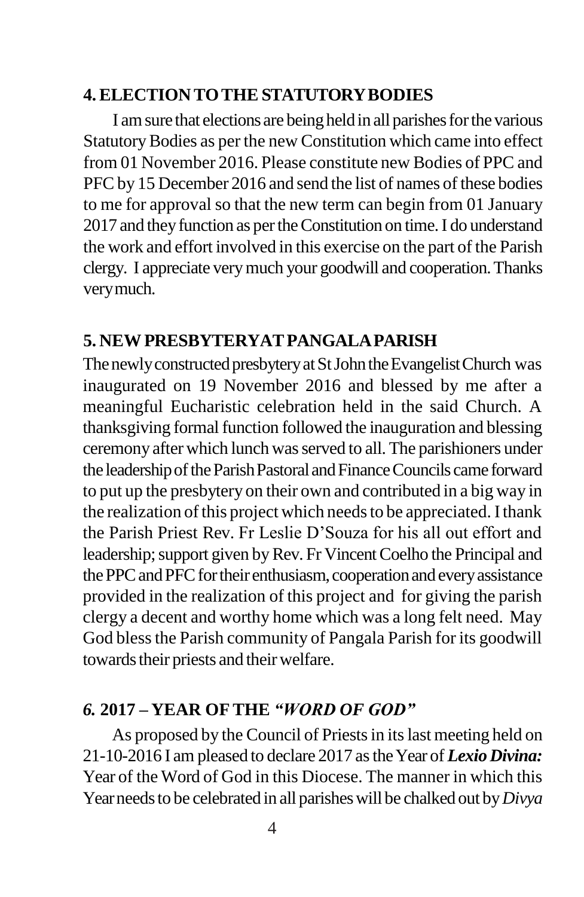## 4. ELECTION TO THE STATUTORY BODIES

I am sure that elections are being held in all parishes for the various Statutory Bodies as per the new Constitution which came into effect from 01 November 2016. Please constitute new Bodies of PPC and PFC by 15 December 2016 and send the list of names of these bodies to me for approval so that the new term can begin from 01 January 2017 and they function as per the Constitution on time. I do understand the work and effort involved in this exercise on the part of the Parish clergy. I appreciate very much your goodwill and cooperation. Thanks very much.

## 5. NEW PRESBYTERY AT PANGALA PARISH

The newly constructed presbytery at St John the Evangelist Church was inaugurated on 19 November 2016 and blessed by me after a meaningful Eucharistic celebration held in the said Church. A thanksgiving formal function followed the inauguration and blessing ceremony after which lunch was served to all. The parishioners under the leadership of the Parish Pastoral and Finance Councils came forward to put up the presbytery on their own and contributed in a big way in the realization of this project which needs to be appreciated. I thank the Parish Priest Rev. Fr Leslie D'Souza for his all out effort and leadership; support given by Rev. Fr Vincent Coelho the Principal and the PPC and PFC for their enthusiasm, cooperation and every assistance provided in the realization of this project and for giving the parish clergy a decent and worthy home which was a long felt need. May God bless the Parish community of Pangala Parish for its goodwill towards their priests and their welfare.

## *6.* 2017 – YEAR OF THE *"WORD OF GOD"*

As proposed by the Council of Priests in its last meeting held on 21-10-2016 I am pleased to declare 2017 as the Year of ***Lexio Divina:*** Year of the Word of God in this Diocese. The manner in which this Year needs to be celebrated in all parishes will be chalked out by *Divya*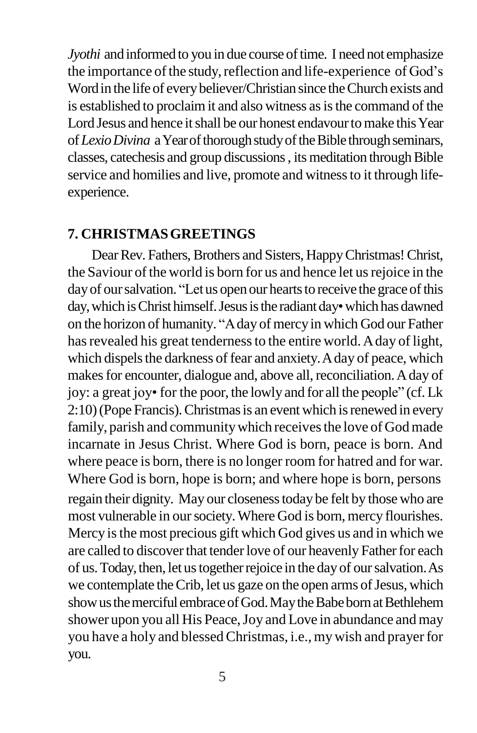*Jyothi* and informed to you in due course of time. I need not emphasize the importance of the study, reflection and life-experience of God's Word in the life of every believer/Christian since the Church exists and is established to proclaim it and also witness as is the command of the Lord Jesus and hence it shall be our honest endavour to make this Year of *Lexio Divina* a Year of thorough study of the Bible through seminars, classes, catechesis and group discussions , its meditation through Bible service and homilies and live, promote and witness to it through life-experience.

## 7. CHRISTMAS GREETINGS

Dear Rev. Fathers, Brothers and Sisters, Happy Christmas! Christ, the Saviour of the world is born for us and hence let us rejoice in the day of our salvation. "Let us open our hearts to receive the grace of this day, which is Christ himself. Jesus is the radiant day• which has dawned on the horizon of humanity. "A day of mercy in which God our Father has revealed his great tenderness to the entire world. A day of light, which dispels the darkness of fear and anxiety. A day of peace, which makes for encounter, dialogue and, above all, reconciliation. A day of joy: a great joy• for the poor, the lowly and for all the people" (cf. Lk 2:10) (Pope Francis). Christmas is an event which is renewed in every family, parish and community which receives the love of God made incarnate in Jesus Christ. Where God is born, peace is born. And where peace is born, there is no longer room for hatred and for war. Where God is born, hope is born; and where hope is born, persons regain their dignity. May our closeness today be felt by those who are most vulnerable in our society. Where God is born, mercy flourishes. Mercy is the most precious gift which God gives us and in which we are called to discover that tender love of our heavenly Father for each of us. Today, then, let us together rejoice in the day of our salvation. As we contemplate the Crib, let us gaze on the open arms of Jesus, which show us the merciful embrace of God. May the Babe born at Bethlehem shower upon you all His Peace, Joy and Love in abundance and may you have a holy and blessed Christmas, i.e., my wish and prayer for you.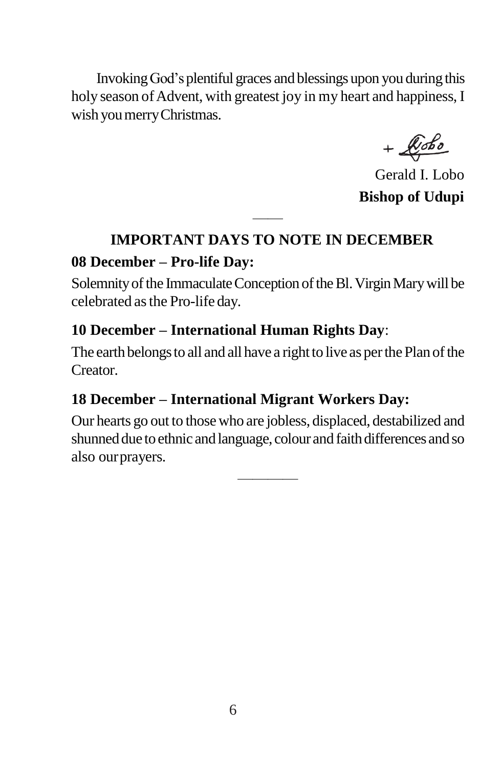Invoking God's plentiful graces and blessings upon you during this holy season of Advent, with greatest joy in my heart and happiness, I wish you merry Christmas.

+ Lobo

Gerald I. Lobo
**Bishop of Udupi**

---

## IMPORTANT DAYS TO NOTE IN DECEMBER

### 08 December – Pro-life Day:

Solemnity of the Immaculate Conception of the Bl. Virgin Mary will be celebrated as the Pro-life day.

### 10 December – International Human Rights Day:

The earth belongs to all and all have a right to live as per the Plan of the Creator.

### 18 December – International Migrant Workers Day:

Our hearts go out to those who are jobless, displaced, destabilized and shunned due to ethnic and language, colour and faith differences and so also our prayers.

---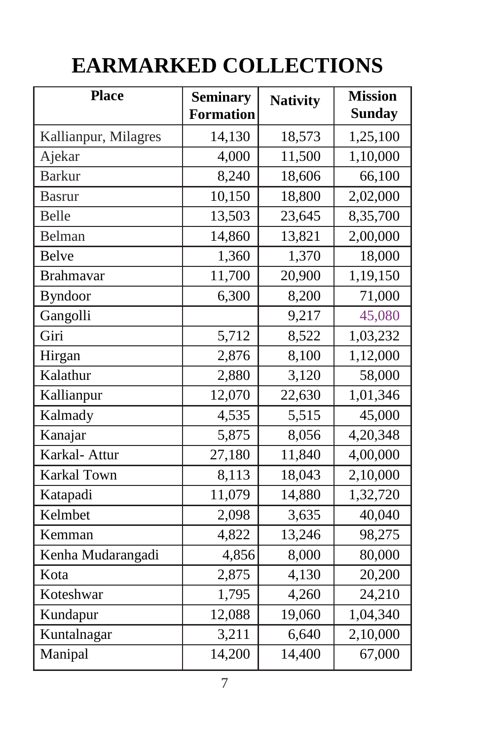# EARMARKED COLLECTIONS

| Place | Seminary Formation | Nativity | Mission Sunday |
|---|---|---|---|
| Kallianpur, Milagres | 14,130 | 18,573 | 1,25,100 |
| Ajekar | 4,000 | 11,500 | 1,10,000 |
| Barkur | 8,240 | 18,606 | 66,100 |
| Basrur | 10,150 | 18,800 | 2,02,000 |
| Belle | 13,503 | 23,645 | 8,35,700 |
| Belman | 14,860 | 13,821 | 2,00,000 |
| Belve | 1,360 | 1,370 | 18,000 |
| Brahmavar | 11,700 | 20,900 | 1,19,150 |
| Byndoor | 6,300 | 8,200 | 71,000 |
| Gangolli | | 9,217 | 45,080 |
| Giri | 5,712 | 8,522 | 1,03,232 |
| Hirgan | 2,876 | 8,100 | 1,12,000 |
| Kalathur | 2,880 | 3,120 | 58,000 |
| Kallianpur | 12,070 | 22,630 | 1,01,346 |
| Kalmady | 4,535 | 5,515 | 45,000 |
| Kanajar | 5,875 | 8,056 | 4,20,348 |
| Karkal- Attur | 27,180 | 11,840 | 4,00,000 |
| Karkal Town | 8,113 | 18,043 | 2,10,000 |
| Katapadi | 11,079 | 14,880 | 1,32,720 |
| Kelmbet | 2,098 | 3,635 | 40,040 |
| Kemman | 4,822 | 13,246 | 98,275 |
| Kenha Mudarangadi | 4,856 | 8,000 | 80,000 |
| Kota | 2,875 | 4,130 | 20,200 |
| Koteshwar | 1,795 | 4,260 | 24,210 |
| Kundapur | 12,088 | 19,060 | 1,04,340 |
| Kuntalnagar | 3,211 | 6,640 | 2,10,000 |
| Manipal | 14,200 | 14,400 | 67,000 |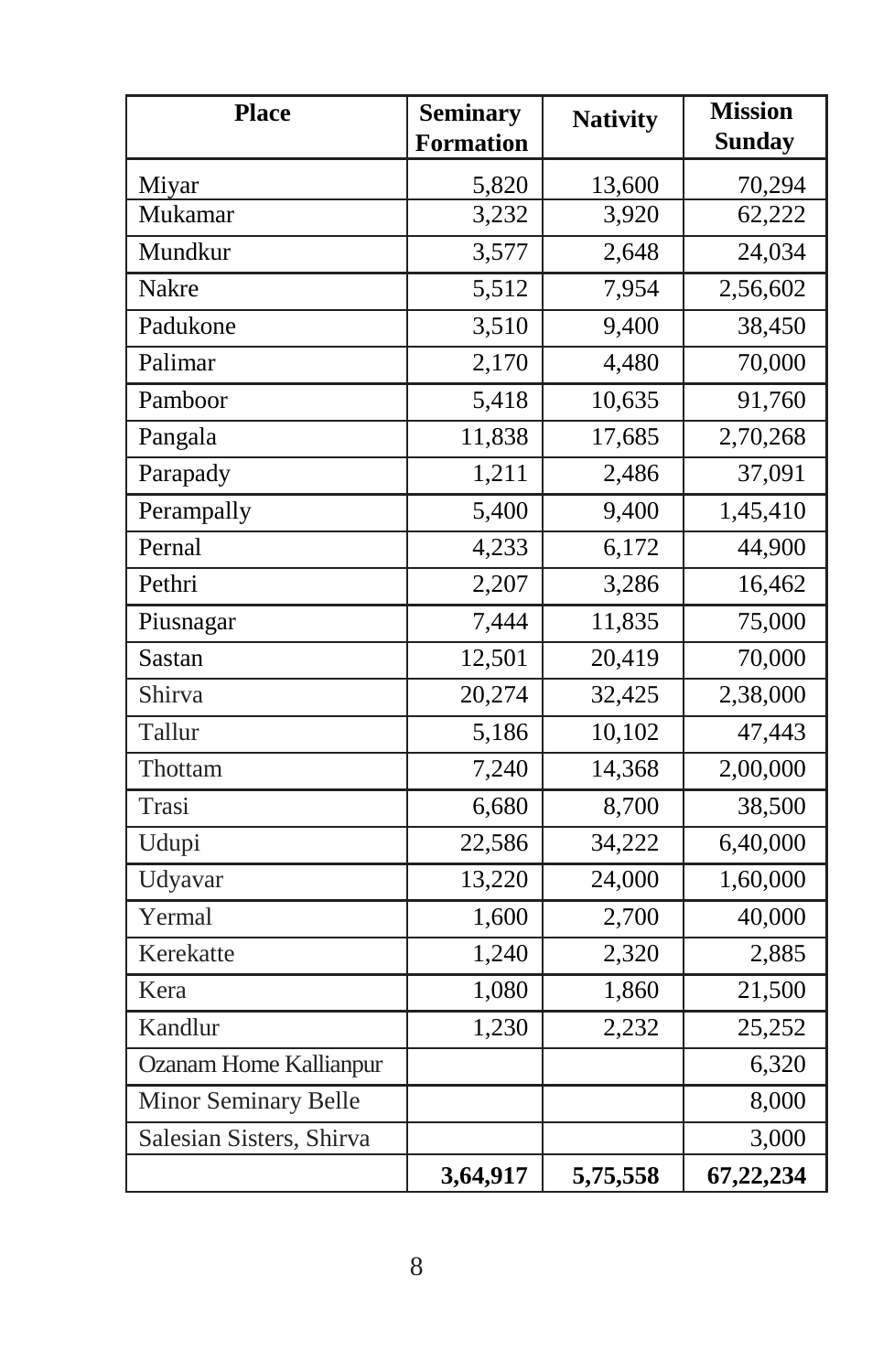| Place | Seminary Formation | Nativity | Mission Sunday |
| --- | --- | --- | --- |
| Miyar | 5,820 | 13,600 | 70,294 |
| Mukamar | 3,232 | 3,920 | 62,222 |
| Mundkur | 3,577 | 2,648 | 24,034 |
| Nakre | 5,512 | 7,954 | 2,56,602 |
| Padukone | 3,510 | 9,400 | 38,450 |
| Palimar | 2,170 | 4,480 | 70,000 |
| Pamboor | 5,418 | 10,635 | 91,760 |
| Pangala | 11,838 | 17,685 | 2,70,268 |
| Parapady | 1,211 | 2,486 | 37,091 |
| Perampally | 5,400 | 9,400 | 1,45,410 |
| Pernal | 4,233 | 6,172 | 44,900 |
| Pethri | 2,207 | 3,286 | 16,462 |
| Piusnagar | 7,444 | 11,835 | 75,000 |
| Sastan | 12,501 | 20,419 | 70,000 |
| Shirva | 20,274 | 32,425 | 2,38,000 |
| Tallur | 5,186 | 10,102 | 47,443 |
| Thottam | 7,240 | 14,368 | 2,00,000 |
| Trasi | 6,680 | 8,700 | 38,500 |
| Udupi | 22,586 | 34,222 | 6,40,000 |
| Udyavar | 13,220 | 24,000 | 1,60,000 |
| Yermal | 1,600 | 2,700 | 40,000 |
| Kerekatte | 1,240 | 2,320 | 2,885 |
| Kera | 1,080 | 1,860 | 21,500 |
| Kandlur | 1,230 | 2,232 | 25,252 |
| Ozanam Home Kallianpur | | | 6,320 |
| Minor Seminary Belle | | | 8,000 |
| Salesian Sisters, Shirva | | | 3,000 |
| | **3,64,917** | **5,75,558** | **67,22,234** |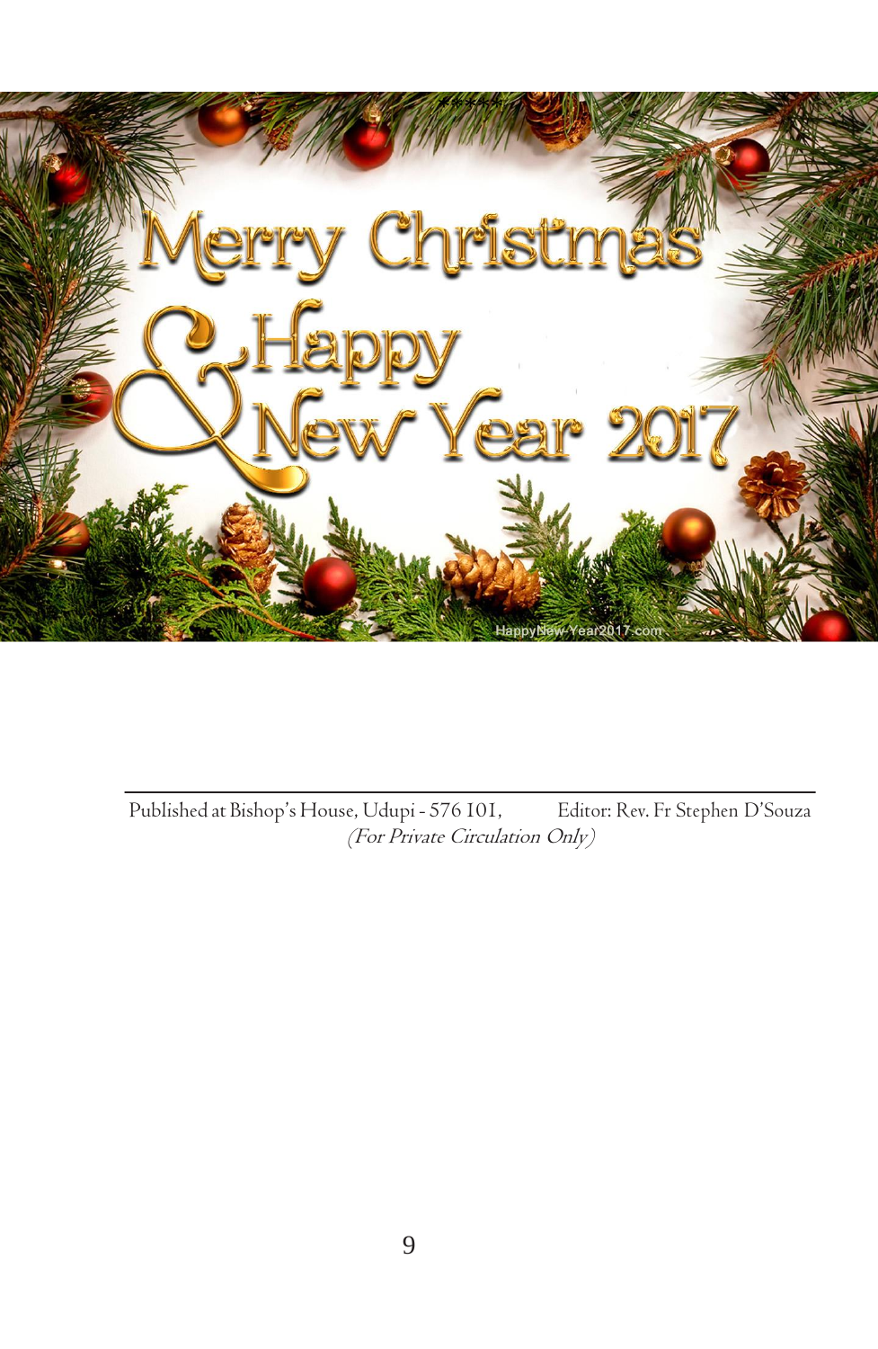Merry Christmas & Happy New Year 2017

HappyNew-Year2017.com

Published at Bishop's House, Udupi - 576 101, Editor: Rev. Fr Stephen D'Souza

*(For Private Circulation Only)*